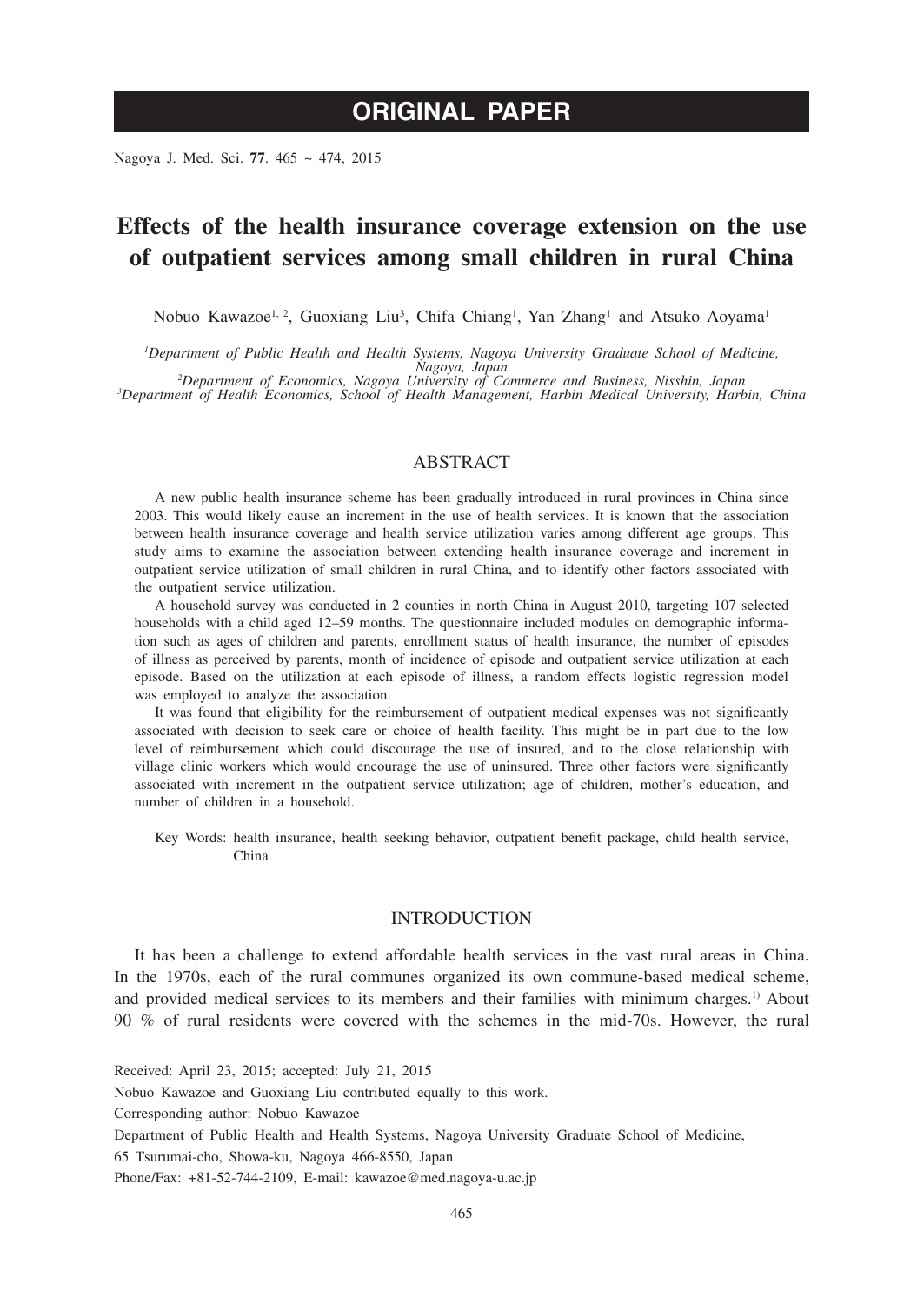# ORIGINAL PAPER

# Effects of the health insurance coverage extension on the use of outpatient services among small children in rural China

Nobuo Kawazoe[1,2], Guoxiang Liu[3], Chifa Chiang[1], Yan Zhang[1] and Atsuko Aoyama[1]

*[1]Department of Public Health and Health Systems, Nagoya University Graduate School of Medicine, Nagoya, Japan*
*[2]Department of Economics, Nagoya University of Commerce and Business, Nisshin, Japan*
*[3]Department of Health Economics, School of Health Management, Harbin Medical University, Harbin, China*

## ABSTRACT

A new public health insurance scheme has been gradually introduced in rural provinces in China since 2003. This would likely cause an increment in the use of health services. It is known that the association between health insurance coverage and health service utilization varies among different age groups. This study aims to examine the association between extending health insurance coverage and increment in outpatient service utilization of small children in rural China, and to identify other factors associated with the outpatient service utilization.

A household survey was conducted in 2 counties in north China in August 2010, targeting 107 selected households with a child aged 12–59 months. The questionnaire included modules on demographic information such as ages of children and parents, enrollment status of health insurance, the number of episodes of illness as perceived by parents, month of incidence of episode and outpatient service utilization at each episode. Based on the utilization at each episode of illness, a random effects logistic regression model was employed to analyze the association.

It was found that eligibility for the reimbursement of outpatient medical expenses was not significantly associated with decision to seek care or choice of health facility. This might be in part due to the low level of reimbursement which could discourage the use of insured, and to the close relationship with village clinic workers which would encourage the use of uninsured. Three other factors were significantly associated with increment in the outpatient service utilization; age of children, mother's education, and number of children in a household.

Key Words: health insurance, health seeking behavior, outpatient benefit package, child health service, China

## INTRODUCTION

It has been a challenge to extend affordable health services in the vast rural areas in China. In the 1970s, each of the rural communes organized its own commune-based medical scheme, and provided medical services to its members and their families with minimum charges.[1] About 90 % of rural residents were covered with the schemes in the mid-70s. However, the rural

---

Received: April 23, 2015; accepted: July 21, 2015

Nobuo Kawazoe and Guoxiang Liu contributed equally to this work.

Corresponding author: Nobuo Kawazoe

Department of Public Health and Health Systems, Nagoya University Graduate School of Medicine, 65 Tsurumai-cho, Showa-ku, Nagoya 466-8550, Japan

Phone/Fax: +81-52-744-2109, E-mail: kawazoe@med.nagoya-u.ac.jp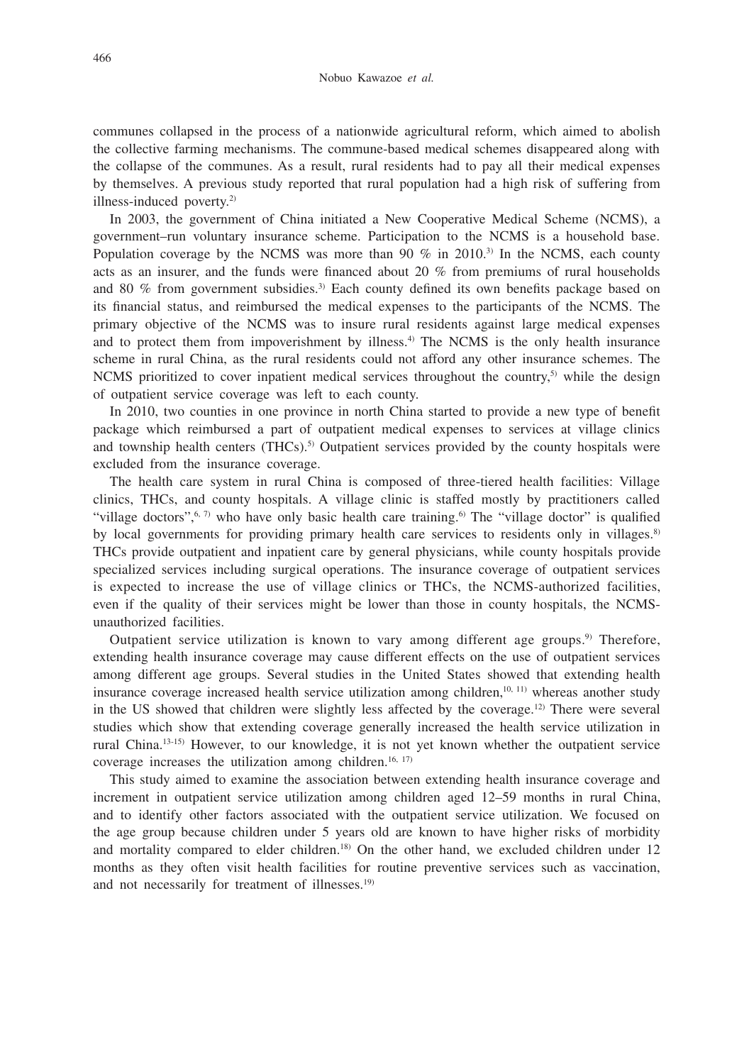communes collapsed in the process of a nationwide agricultural reform, which aimed to abolish the collective farming mechanisms. The commune-based medical schemes disappeared along with the collapse of the communes. As a result, rural residents had to pay all their medical expenses by themselves. A previous study reported that rural population had a high risk of suffering from illness-induced poverty.[2]

In 2003, the government of China initiated a New Cooperative Medical Scheme (NCMS), a government–run voluntary insurance scheme. Participation to the NCMS is a household base. Population coverage by the NCMS was more than 90 % in 2010.[3] In the NCMS, each county acts as an insurer, and the funds were financed about 20 % from premiums of rural households and 80 % from government subsidies.[3] Each county defined its own benefits package based on its financial status, and reimbursed the medical expenses to the participants of the NCMS. The primary objective of the NCMS was to insure rural residents against large medical expenses and to protect them from impoverishment by illness.[4] The NCMS is the only health insurance scheme in rural China, as the rural residents could not afford any other insurance schemes. The NCMS prioritized to cover inpatient medical services throughout the country,[5] while the design of outpatient service coverage was left to each county.

In 2010, two counties in one province in north China started to provide a new type of benefit package which reimbursed a part of outpatient medical expenses to services at village clinics and township health centers (THCs).[5] Outpatient services provided by the county hospitals were excluded from the insurance coverage.

The health care system in rural China is composed of three-tiered health facilities: Village clinics, THCs, and county hospitals. A village clinic is staffed mostly by practitioners called "village doctors",[6, 7] who have only basic health care training.[6] The "village doctor" is qualified by local governments for providing primary health care services to residents only in villages.[8] THCs provide outpatient and inpatient care by general physicians, while county hospitals provide specialized services including surgical operations. The insurance coverage of outpatient services is expected to increase the use of village clinics or THCs, the NCMS-authorized facilities, even if the quality of their services might be lower than those in county hospitals, the NCMS-unauthorized facilities.

Outpatient service utilization is known to vary among different age groups.[9] Therefore, extending health insurance coverage may cause different effects on the use of outpatient services among different age groups. Several studies in the United States showed that extending health insurance coverage increased health service utilization among children,[10, 11] whereas another study in the US showed that children were slightly less affected by the coverage.[12] There were several studies which show that extending coverage generally increased the health service utilization in rural China.[13-15] However, to our knowledge, it is not yet known whether the outpatient service coverage increases the utilization among children.[16, 17]

This study aimed to examine the association between extending health insurance coverage and increment in outpatient service utilization among children aged 12–59 months in rural China, and to identify other factors associated with the outpatient service utilization. We focused on the age group because children under 5 years old are known to have higher risks of morbidity and mortality compared to elder children.[18] On the other hand, we excluded children under 12 months as they often visit health facilities for routine preventive services such as vaccination, and not necessarily for treatment of illnesses.[19]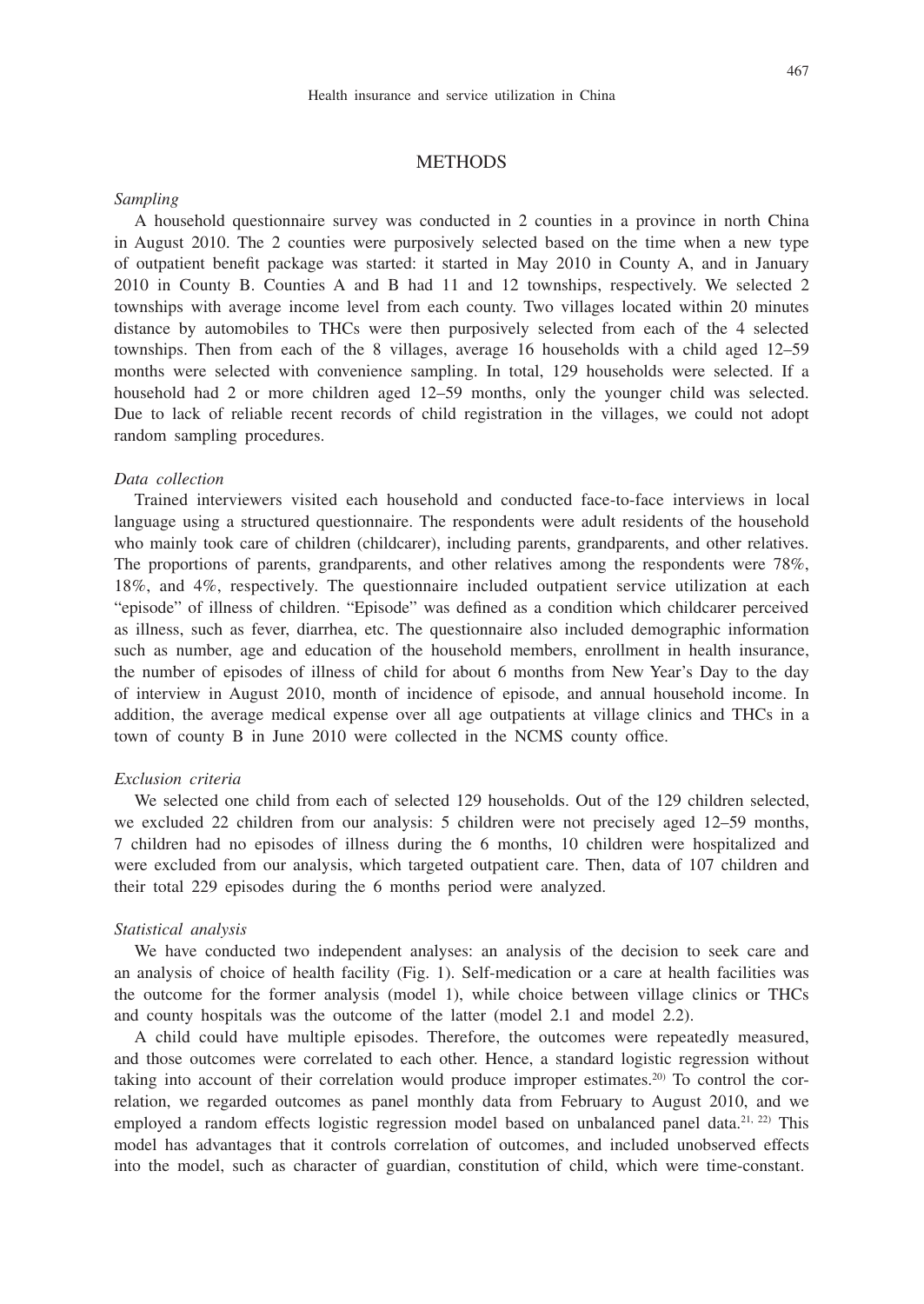## METHODS

### *Sampling*

A household questionnaire survey was conducted in 2 counties in a province in north China in August 2010. The 2 counties were purposively selected based on the time when a new type of outpatient benefit package was started: it started in May 2010 in County A, and in January 2010 in County B. Counties A and B had 11 and 12 townships, respectively. We selected 2 townships with average income level from each county. Two villages located within 20 minutes distance by automobiles to THCs were then purposively selected from each of the 4 selected townships. Then from each of the 8 villages, average 16 households with a child aged 12–59 months were selected with convenience sampling. In total, 129 households were selected. If a household had 2 or more children aged 12–59 months, only the younger child was selected. Due to lack of reliable recent records of child registration in the villages, we could not adopt random sampling procedures.

### *Data collection*

Trained interviewers visited each household and conducted face-to-face interviews in local language using a structured questionnaire. The respondents were adult residents of the household who mainly took care of children (childcarer), including parents, grandparents, and other relatives. The proportions of parents, grandparents, and other relatives among the respondents were 78%, 18%, and 4%, respectively. The questionnaire included outpatient service utilization at each "episode" of illness of children. "Episode" was defined as a condition which childcarer perceived as illness, such as fever, diarrhea, etc. The questionnaire also included demographic information such as number, age and education of the household members, enrollment in health insurance, the number of episodes of illness of child for about 6 months from New Year's Day to the day of interview in August 2010, month of incidence of episode, and annual household income. In addition, the average medical expense over all age outpatients at village clinics and THCs in a town of county B in June 2010 were collected in the NCMS county office.

### *Exclusion criteria*

We selected one child from each of selected 129 households. Out of the 129 children selected, we excluded 22 children from our analysis: 5 children were not precisely aged 12–59 months, 7 children had no episodes of illness during the 6 months, 10 children were hospitalized and were excluded from our analysis, which targeted outpatient care. Then, data of 107 children and their total 229 episodes during the 6 months period were analyzed.

### *Statistical analysis*

We have conducted two independent analyses: an analysis of the decision to seek care and an analysis of choice of health facility (Fig. 1). Self-medication or a care at health facilities was the outcome for the former analysis (model 1), while choice between village clinics or THCs and county hospitals was the outcome of the latter (model 2.1 and model 2.2).

A child could have multiple episodes. Therefore, the outcomes were repeatedly measured, and those outcomes were correlated to each other. Hence, a standard logistic regression without taking into account of their correlation would produce improper estimates.[20] To control the correlation, we regarded outcomes as panel monthly data from February to August 2010, and we employed a random effects logistic regression model based on unbalanced panel data.[21, 22] This model has advantages that it controls correlation of outcomes, and included unobserved effects into the model, such as character of guardian, constitution of child, which were time-constant.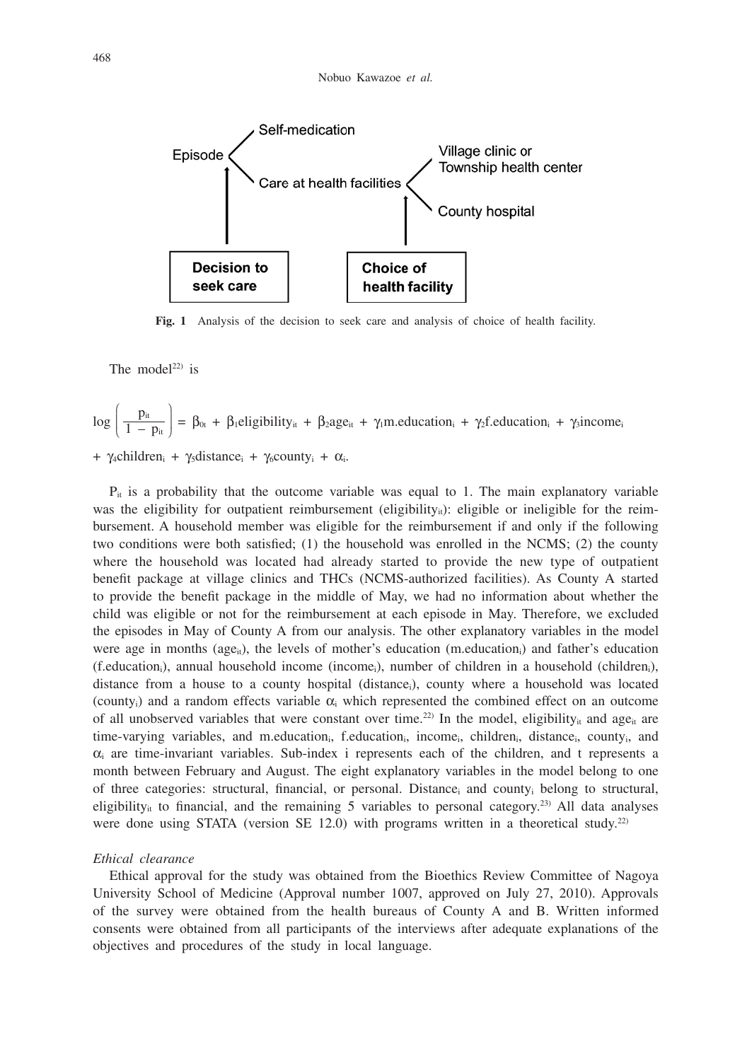**Fig. 1** Analysis of the decision to seek care and analysis of choice of health facility.

The model[22] is

$$\log\left(\frac{p_{it}}{1-p_{it}}\right) = \beta_{0t} + \beta_1 \text{eligibility}_{it} + \beta_2 \text{age}_{it} + \gamma_1 \text{m.education}_i + \gamma_2 \text{f.education}_i + \gamma_3 \text{income}_i$$

$$+ \gamma_4 \text{children}_i + \gamma_5 \text{distance}_i + \gamma_6 \text{county}_i + \alpha_i.$$

$P_{it}$ is a probability that the outcome variable was equal to 1. The main explanatory variable was the eligibility for outpatient reimbursement ($\text{eligibility}_{it}$): eligible or ineligible for the reimbursement. A household member was eligible for the reimbursement if and only if the following two conditions were both satisfied; (1) the household was enrolled in the NCMS; (2) the county where the household was located had already started to provide the new type of outpatient benefit package at village clinics and THCs (NCMS-authorized facilities). As County A started to provide the benefit package in the middle of May, we had no information about whether the child was eligible or not for the reimbursement at each episode in May. Therefore, we excluded the episodes in May of County A from our analysis. The other explanatory variables in the model were age in months ($\text{age}_{it}$), the levels of mother's education ($\text{m.education}_i$) and father's education ($\text{f.education}_i$), annual household income ($\text{income}_i$), number of children in a household ($\text{children}_i$), distance from a house to a county hospital ($\text{distance}_i$), county where a household was located ($\text{county}_i$) and a random effects variable $\alpha_i$ which represented the combined effect on an outcome of all unobserved variables that were constant over time.[22] In the model, $\text{eligibility}_{it}$ and $\text{age}_{it}$ are time-varying variables, and $\text{m.education}_i$, $\text{f.education}_i$, $\text{income}_i$, $\text{children}_i$, $\text{distance}_i$, $\text{county}_i$, and $\alpha_i$ are time-invariant variables. Sub-index i represents each of the children, and t represents a month between February and August. The eight explanatory variables in the model belong to one of three categories: structural, financial, or personal. $\text{Distance}_i$ and $\text{county}_i$ belong to structural, $\text{eligibility}_{it}$ to financial, and the remaining 5 variables to personal category.[23] All data analyses were done using STATA (version SE 12.0) with programs written in a theoretical study.[22]

*Ethical clearance*

Ethical approval for the study was obtained from the Bioethics Review Committee of Nagoya University School of Medicine (Approval number 1007, approved on July 27, 2010). Approvals of the survey were obtained from the health bureaus of County A and B. Written informed consents were obtained from all participants of the interviews after adequate explanations of the objectives and procedures of the study in local language.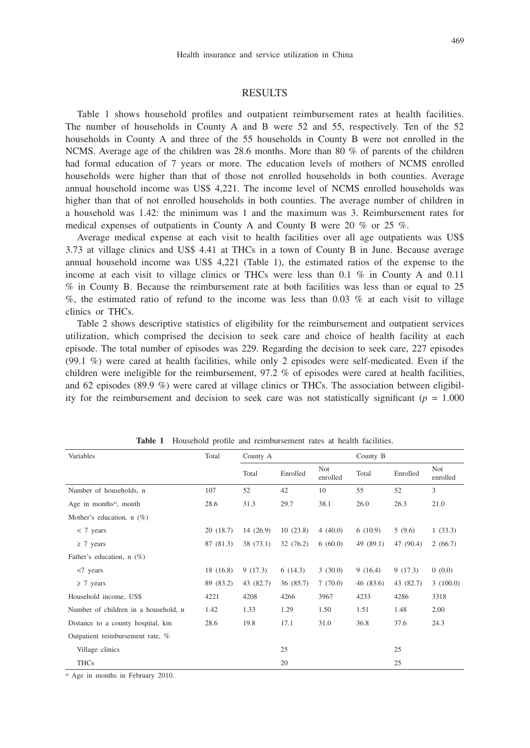## RESULTS

Table 1 shows household profiles and outpatient reimbursement rates at health facilities. The number of households in County A and B were 52 and 55, respectively. Ten of the 52 households in County A and three of the 55 households in County B were not enrolled in the NCMS. Average age of the children was 28.6 months. More than 80 % of parents of the children had formal education of 7 years or more. The education levels of mothers of NCMS enrolled households were higher than that of those not enrolled households in both counties. Average annual household income was US$ 4,221. The income level of NCMS enrolled households was higher than that of not enrolled households in both counties. The average number of children in a household was 1.42: the minimum was 1 and the maximum was 3. Reimbursement rates for medical expenses of outpatients in County A and County B were 20 % or 25 %.

Average medical expense at each visit to health facilities over all age outpatients was US$ 3.73 at village clinics and US$ 4.41 at THCs in a town of County B in June. Because average annual household income was US$ 4,221 (Table 1), the estimated ratios of the expense to the income at each visit to village clinics or THCs were less than 0.1 % in County A and 0.11 % in County B. Because the reimbursement rate at both facilities was less than or equal to 25 %, the estimated ratio of refund to the income was less than 0.03 % at each visit to village clinics or THCs.

Table 2 shows descriptive statistics of eligibility for the reimbursement and outpatient services utilization, which comprised the decision to seek care and choice of health facility at each episode. The total number of episodes was 229. Regarding the decision to seek care, 227 episodes (99.1 %) were cared at health facilities, while only 2 episodes were self-medicated. Even if the children were ineligible for the reimbursement, 97.2 % of episodes were cared at health facilities, and 62 episodes (89.9 %) were cared at village clinics or THCs. The association between eligibility for the reimbursement and decision to seek care was not statistically significant ($p$ = 1.000

**Table 1** Household profile and reimbursement rates at health facilities.

| Variables | Total | County A | | | County B | | |
|---|---|---|---|---|---|---|---|
| | | Total | Enrolled | Not enrolled | Total | Enrolled | Not enrolled |
| Number of households, n | 107 | 52 | 42 | 10 | 55 | 52 | 3 |
| Age in months[a], month | 28.6 | 31.3 | 29.7 | 38.1 | 26.0 | 26.3 | 21.0 |
| Mother's education, n (%) | | | | | | | |
| < 7 years | 20 (18.7) | 14 (26.9) | 10 (23.8) | 4 (40.0) | 6 (10.9) | 5 (9.6) | 1 (33.3) |
| ≥ 7 years | 87 (81.3) | 38 (73.1) | 32 (76.2) | 6 (60.0) | 49 (89.1) | 47 (90.4) | 2 (66.7) |
| Father's education, n (%) | | | | | | | |
| <7 years | 18 (16.8) | 9 (17.3) | 6 (14.3) | 3 (30.0) | 9 (16.4) | 9 (17.3) | 0 (0.0) |
| ≥ 7 years | 89 (83.2) | 43 (82.7) | 36 (85.7) | 7 (70.0) | 46 (83.6) | 43 (82.7) | 3 (100.0) |
| Household income, US$ | 4221 | 4208 | 4266 | 3967 | 4233 | 4286 | 3318 |
| Number of children in a household, n | 1.42 | 1.33 | 1.29 | 1.50 | 1.51 | 1.48 | 2.00 |
| Distance to a county hospital, km | 28.6 | 19.8 | 17.1 | 31.0 | 36.8 | 37.6 | 24.3 |
| Outpatient reimbursement rate, % | | | | | | | |
| Village clinics | | | 25 | | | 25 | |
| THCs | | | 20 | | | 25 | |

[a] Age in months in February 2010.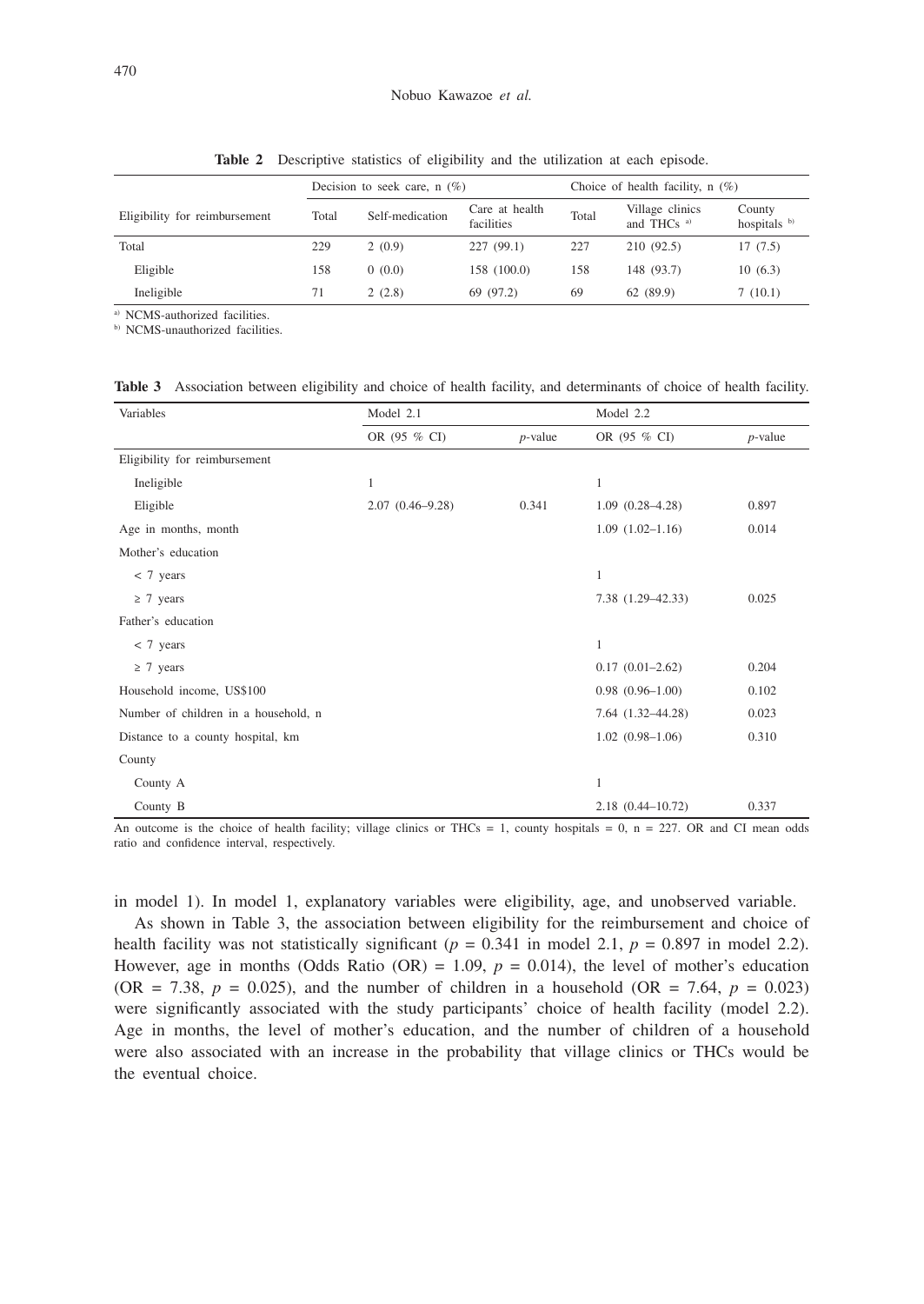**Table 2** Descriptive statistics of eligibility and the utilization at each episode.

| Eligibility for reimbursement | Decision to seek care, n (%) | | | Choice of health facility, n (%) | | |
|---|---|---|---|---|---|---|
| | Total | Self-medication | Care at health facilities | Total | Village clinics and THCs [a] | County hospitals [b] |
| Total | 229 | 2 (0.9) | 227 (99.1) | 227 | 210 (92.5) | 17 (7.5) |
| Eligible | 158 | 0 (0.0) | 158 (100.0) | 158 | 148 (93.7) | 10 (6.3) |
| Ineligible | 71 | 2 (2.8) | 69 (97.2) | 69 | 62 (89.9) | 7 (10.1) |

[a] NCMS-authorized facilities.
[b] NCMS-unauthorized facilities.

**Table 3** Association between eligibility and choice of health facility, and determinants of choice of health facility.

| Variables | Model 2.1 | | Model 2.2 | |
|---|---|---|---|---|
| | OR (95 % CI) | *p*-value | OR (95 % CI) | *p*-value |
| Eligibility for reimbursement | | | | |
| Ineligible | 1 | | 1 | |
| Eligible | 2.07 (0.46–9.28) | 0.341 | 1.09 (0.28–4.28) | 0.897 |
| Age in months, month | | | 1.09 (1.02–1.16) | 0.014 |
| Mother's education | | | | |
| < 7 years | | | 1 | |
| ≥ 7 years | | | 7.38 (1.29–42.33) | 0.025 |
| Father's education | | | | |
| < 7 years | | | 1 | |
| ≥ 7 years | | | 0.17 (0.01–2.62) | 0.204 |
| Household income, US$100 | | | 0.98 (0.96–1.00) | 0.102 |
| Number of children in a household, n | | | 7.64 (1.32–44.28) | 0.023 |
| Distance to a county hospital, km | | | 1.02 (0.98–1.06) | 0.310 |
| County | | | | |
| County A | | | 1 | |
| County B | | | 2.18 (0.44–10.72) | 0.337 |

An outcome is the choice of health facility; village clinics or THCs = 1, county hospitals = 0, n = 227. OR and CI mean odds ratio and confidence interval, respectively.

in model 1). In model 1, explanatory variables were eligibility, age, and unobserved variable.

As shown in Table 3, the association between eligibility for the reimbursement and choice of health facility was not statistically significant ($p = 0.341$ in model 2.1, $p = 0.897$ in model 2.2). However, age in months (Odds Ratio (OR) = 1.09, $p = 0.014$), the level of mother's education (OR = 7.38, $p = 0.025$), and the number of children in a household (OR = 7.64, $p = 0.023$) were significantly associated with the study participants' choice of health facility (model 2.2). Age in months, the level of mother's education, and the number of children of a household were also associated with an increase in the probability that village clinics or THCs would be the eventual choice.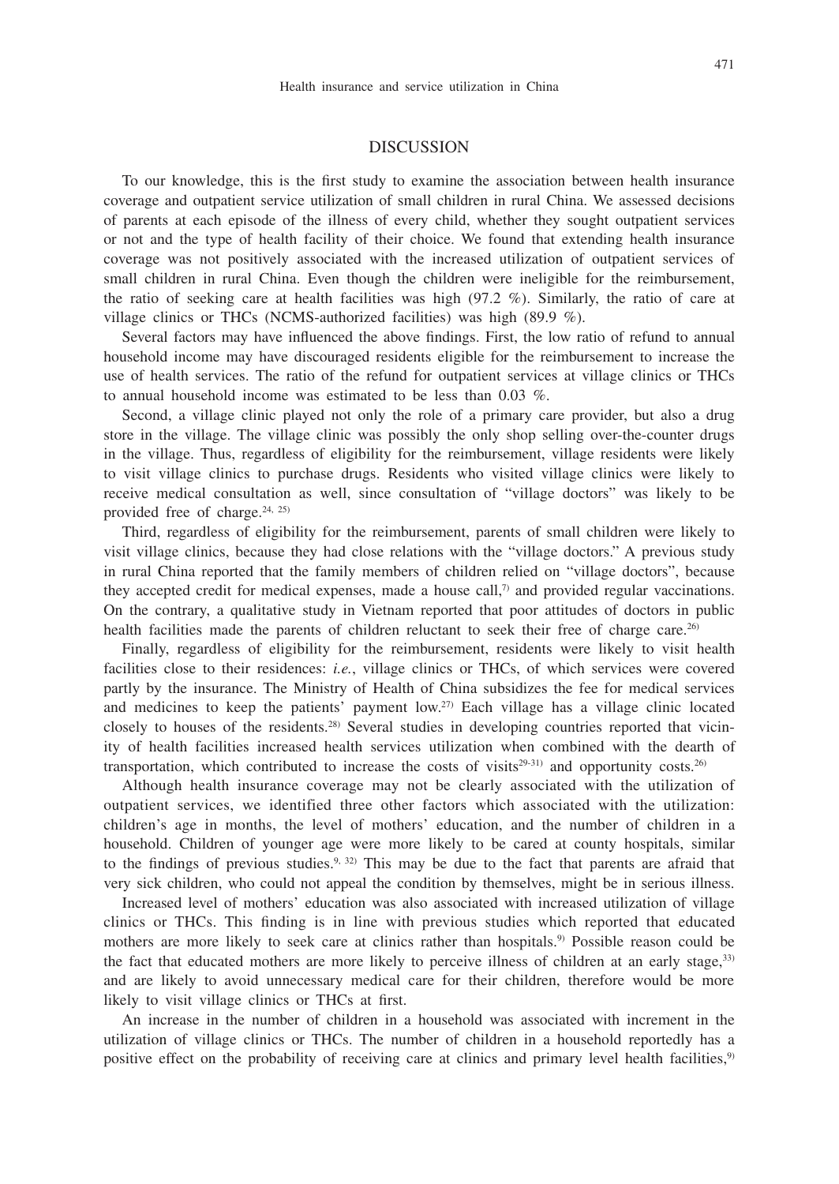## DISCUSSION

To our knowledge, this is the first study to examine the association between health insurance coverage and outpatient service utilization of small children in rural China. We assessed decisions of parents at each episode of the illness of every child, whether they sought outpatient services or not and the type of health facility of their choice. We found that extending health insurance coverage was not positively associated with the increased utilization of outpatient services of small children in rural China. Even though the children were ineligible for the reimbursement, the ratio of seeking care at health facilities was high (97.2 %). Similarly, the ratio of care at village clinics or THCs (NCMS-authorized facilities) was high (89.9 %).

Several factors may have influenced the above findings. First, the low ratio of refund to annual household income may have discouraged residents eligible for the reimbursement to increase the use of health services. The ratio of the refund for outpatient services at village clinics or THCs to annual household income was estimated to be less than 0.03 %.

Second, a village clinic played not only the role of a primary care provider, but also a drug store in the village. The village clinic was possibly the only shop selling over-the-counter drugs in the village. Thus, regardless of eligibility for the reimbursement, village residents were likely to visit village clinics to purchase drugs. Residents who visited village clinics were likely to receive medical consultation as well, since consultation of "village doctors" was likely to be provided free of charge.[24, 25]

Third, regardless of eligibility for the reimbursement, parents of small children were likely to visit village clinics, because they had close relations with the "village doctors." A previous study in rural China reported that the family members of children relied on "village doctors", because they accepted credit for medical expenses, made a house call,[7] and provided regular vaccinations. On the contrary, a qualitative study in Vietnam reported that poor attitudes of doctors in public health facilities made the parents of children reluctant to seek their free of charge care.[26]

Finally, regardless of eligibility for the reimbursement, residents were likely to visit health facilities close to their residences: *i.e.*, village clinics or THCs, of which services were covered partly by the insurance. The Ministry of Health of China subsidizes the fee for medical services and medicines to keep the patients' payment low.[27] Each village has a village clinic located closely to houses of the residents.[28] Several studies in developing countries reported that vicinity of health facilities increased health services utilization when combined with the dearth of transportation, which contributed to increase the costs of visits[29-31] and opportunity costs.[26]

Although health insurance coverage may not be clearly associated with the utilization of outpatient services, we identified three other factors which associated with the utilization: children's age in months, the level of mothers' education, and the number of children in a household. Children of younger age were more likely to be cared at county hospitals, similar to the findings of previous studies.[9, 32] This may be due to the fact that parents are afraid that very sick children, who could not appeal the condition by themselves, might be in serious illness.

Increased level of mothers' education was also associated with increased utilization of village clinics or THCs. This finding is in line with previous studies which reported that educated mothers are more likely to seek care at clinics rather than hospitals.[9] Possible reason could be the fact that educated mothers are more likely to perceive illness of children at an early stage,[33] and are likely to avoid unnecessary medical care for their children, therefore would be more likely to visit village clinics or THCs at first.

An increase in the number of children in a household was associated with increment in the utilization of village clinics or THCs. The number of children in a household reportedly has a positive effect on the probability of receiving care at clinics and primary level health facilities,[9]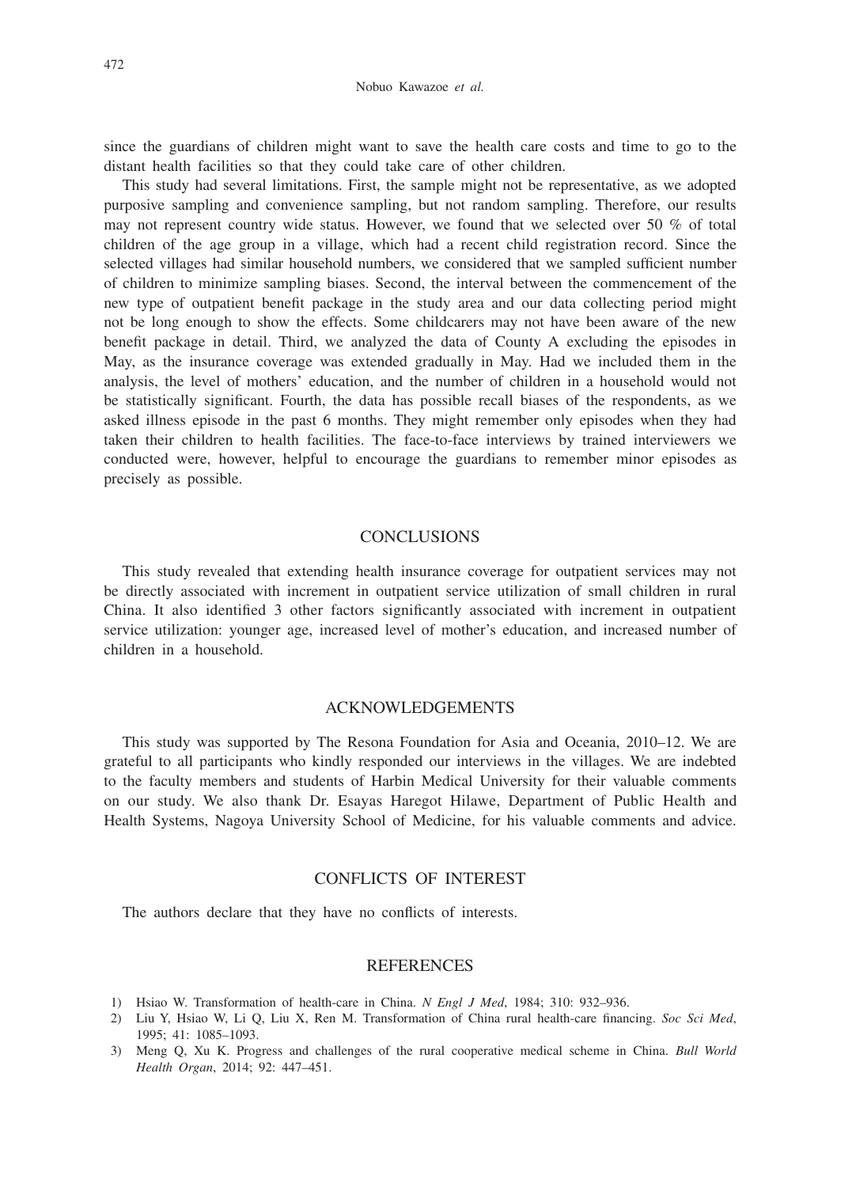since the guardians of children might want to save the health care costs and time to go to the distant health facilities so that they could take care of other children.

This study had several limitations. First, the sample might not be representative, as we adopted purposive sampling and convenience sampling, but not random sampling. Therefore, our results may not represent country wide status. However, we found that we selected over 50 % of total children of the age group in a village, which had a recent child registration record. Since the selected villages had similar household numbers, we considered that we sampled sufficient number of children to minimize sampling biases. Second, the interval between the commencement of the new type of outpatient benefit package in the study area and our data collecting period might not be long enough to show the effects. Some childcarers may not have been aware of the new benefit package in detail. Third, we analyzed the data of County A excluding the episodes in May, as the insurance coverage was extended gradually in May. Had we included them in the analysis, the level of mothers' education, and the number of children in a household would not be statistically significant. Fourth, the data has possible recall biases of the respondents, as we asked illness episode in the past 6 months. They might remember only episodes when they had taken their children to health facilities. The face-to-face interviews by trained interviewers we conducted were, however, helpful to encourage the guardians to remember minor episodes as precisely as possible.

## CONCLUSIONS

This study revealed that extending health insurance coverage for outpatient services may not be directly associated with increment in outpatient service utilization of small children in rural China. It also identified 3 other factors significantly associated with increment in outpatient service utilization: younger age, increased level of mother's education, and increased number of children in a household.

## ACKNOWLEDGEMENTS

This study was supported by The Resona Foundation for Asia and Oceania, 2010–12. We are grateful to all participants who kindly responded our interviews in the villages. We are indebted to the faculty members and students of Harbin Medical University for their valuable comments on our study. We also thank Dr. Esayas Haregot Hilawe, Department of Public Health and Health Systems, Nagoya University School of Medicine, for his valuable comments and advice.

## CONFLICTS OF INTEREST

The authors declare that they have no conflicts of interests.

## REFERENCES

1) Hsiao W. Transformation of health-care in China. *N Engl J Med*, 1984; 310: 932–936.
2) Liu Y, Hsiao W, Li Q, Liu X, Ren M. Transformation of China rural health-care financing. *Soc Sci Med*, 1995; 41: 1085–1093.
3) Meng Q, Xu K. Progress and challenges of the rural cooperative medical scheme in China. *Bull World Health Organ*, 2014; 92: 447–451.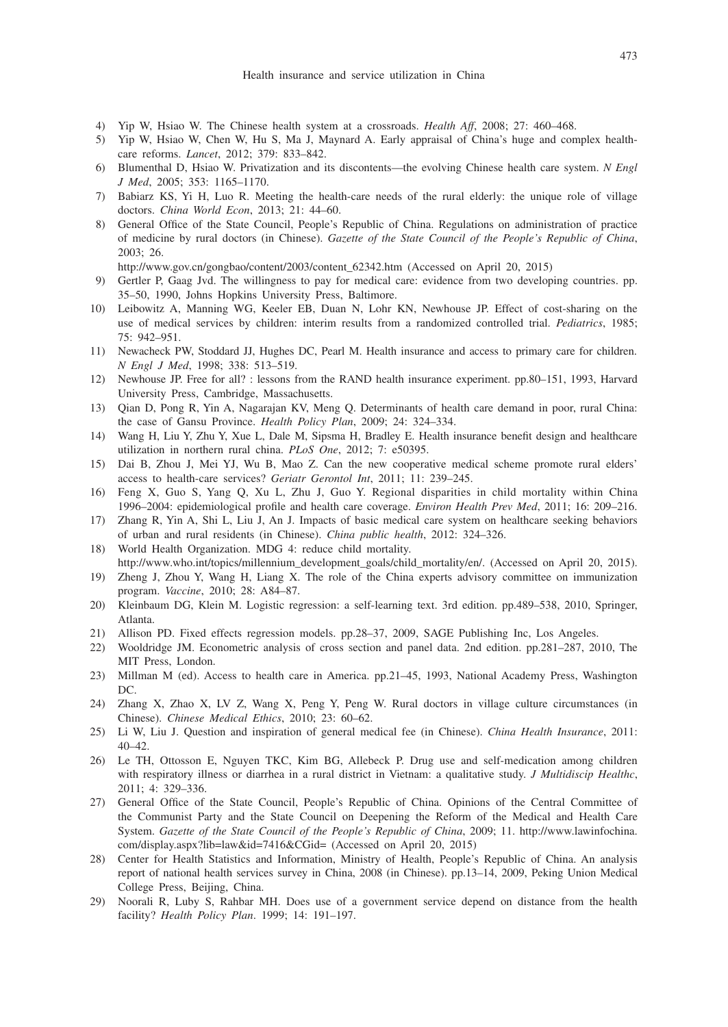4) Yip W, Hsiao W. The Chinese health system at a crossroads. *Health Aff*, 2008; 27: 460–468.
5) Yip W, Hsiao W, Chen W, Hu S, Ma J, Maynard A. Early appraisal of China's huge and complex health-care reforms. *Lancet*, 2012; 379: 833–842.
6) Blumenthal D, Hsiao W. Privatization and its discontents—the evolving Chinese health care system. *N Engl J Med*, 2005; 353: 1165–1170.
7) Babiarz KS, Yi H, Luo R. Meeting the health-care needs of the rural elderly: the unique role of village doctors. *China World Econ*, 2013; 21: 44–60.
8) General Office of the State Council, People's Republic of China. Regulations on administration of practice of medicine by rural doctors (in Chinese). *Gazette of the State Council of the People's Republic of China*, 2003; 26.
http://www.gov.cn/gongbao/content/2003/content_62342.htm (Accessed on April 20, 2015)
9) Gertler P, Gaag Jvd. The willingness to pay for medical care: evidence from two developing countries. pp. 35–50, 1990, Johns Hopkins University Press, Baltimore.
10) Leibowitz A, Manning WG, Keeler EB, Duan N, Lohr KN, Newhouse JP. Effect of cost-sharing on the use of medical services by children: interim results from a randomized controlled trial. *Pediatrics*, 1985; 75: 942–951.
11) Newacheck PW, Stoddard JJ, Hughes DC, Pearl M. Health insurance and access to primary care for children. *N Engl J Med*, 1998; 338: 513–519.
12) Newhouse JP. Free for all? : lessons from the RAND health insurance experiment. pp.80–151, 1993, Harvard University Press, Cambridge, Massachusetts.
13) Qian D, Pong R, Yin A, Nagarajan KV, Meng Q. Determinants of health care demand in poor, rural China: the case of Gansu Province. *Health Policy Plan*, 2009; 24: 324–334.
14) Wang H, Liu Y, Zhu Y, Xue L, Dale M, Sipsma H, Bradley E. Health insurance benefit design and healthcare utilization in northern rural china. *PLoS One*, 2012; 7: e50395.
15) Dai B, Zhou J, Mei YJ, Wu B, Mao Z. Can the new cooperative medical scheme promote rural elders' access to health-care services? *Geriatr Gerontol Int*, 2011; 11: 239–245.
16) Feng X, Guo S, Yang Q, Xu L, Zhu J, Guo Y. Regional disparities in child mortality within China 1996–2004: epidemiological profile and health care coverage. *Environ Health Prev Med*, 2011; 16: 209–216.
17) Zhang R, Yin A, Shi L, Liu J, An J. Impacts of basic medical care system on healthcare seeking behaviors of urban and rural residents (in Chinese). *China public health*, 2012: 324–326.
18) World Health Organization. MDG 4: reduce child mortality.
http://www.who.int/topics/millennium_development_goals/child_mortality/en/. (Accessed on April 20, 2015).
19) Zheng J, Zhou Y, Wang H, Liang X. The role of the China experts advisory committee on immunization program. *Vaccine*, 2010; 28: A84–87.
20) Kleinbaum DG, Klein M. Logistic regression: a self-learning text. 3rd edition. pp.489–538, 2010, Springer, Atlanta.
21) Allison PD. Fixed effects regression models. pp.28–37, 2009, SAGE Publishing Inc, Los Angeles.
22) Wooldridge JM. Econometric analysis of cross section and panel data. 2nd edition. pp.281–287, 2010, The MIT Press, London.
23) Millman M (ed). Access to health care in America. pp.21–45, 1993, National Academy Press, Washington DC.
24) Zhang X, Zhao X, LV Z, Wang X, Peng Y, Peng W. Rural doctors in village culture circumstances (in Chinese). *Chinese Medical Ethics*, 2010; 23: 60–62.
25) Li W, Liu J. Question and inspiration of general medical fee (in Chinese). *China Health Insurance*, 2011: 40–42.
26) Le TH, Ottosson E, Nguyen TKC, Kim BG, Allebeck P. Drug use and self-medication among children with respiratory illness or diarrhea in a rural district in Vietnam: a qualitative study. *J Multidiscip Healthc*, 2011; 4: 329–336.
27) General Office of the State Council, People's Republic of China. Opinions of the Central Committee of the Communist Party and the State Council on Deepening the Reform of the Medical and Health Care System. *Gazette of the State Council of the People's Republic of China*, 2009; 11. http://www.lawinfochina.com/display.aspx?lib=law&id=7416&CGid= (Accessed on April 20, 2015)
28) Center for Health Statistics and Information, Ministry of Health, People's Republic of China. An analysis report of national health services survey in China, 2008 (in Chinese). pp.13–14, 2009, Peking Union Medical College Press, Beijing, China.
29) Noorali R, Luby S, Rahbar MH. Does use of a government service depend on distance from the health facility? *Health Policy Plan*. 1999; 14: 191–197.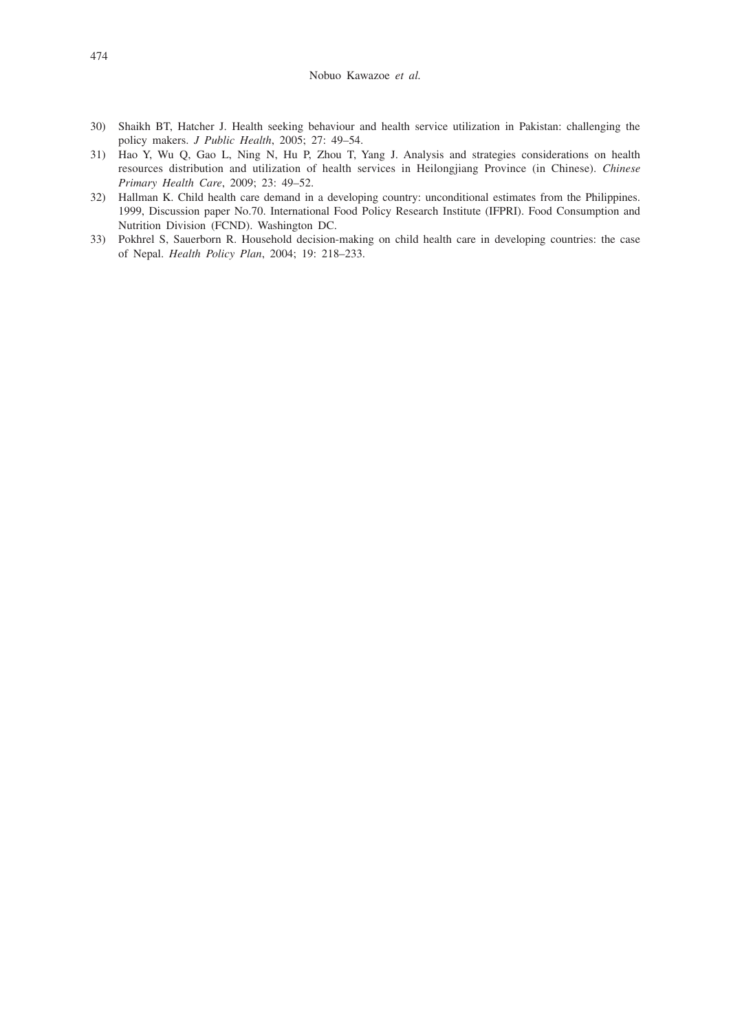30) Shaikh BT, Hatcher J. Health seeking behaviour and health service utilization in Pakistan: challenging the policy makers. *J Public Health*, 2005; 27: 49–54.
31) Hao Y, Wu Q, Gao L, Ning N, Hu P, Zhou T, Yang J. Analysis and strategies considerations on health resources distribution and utilization of health services in Heilongjiang Province (in Chinese). *Chinese Primary Health Care*, 2009; 23: 49–52.
32) Hallman K. Child health care demand in a developing country: unconditional estimates from the Philippines. 1999, Discussion paper No.70. International Food Policy Research Institute (IFPRI). Food Consumption and Nutrition Division (FCND). Washington DC.
33) Pokhrel S, Sauerborn R. Household decision-making on child health care in developing countries: the case of Nepal. *Health Policy Plan*, 2004; 19: 218–233.